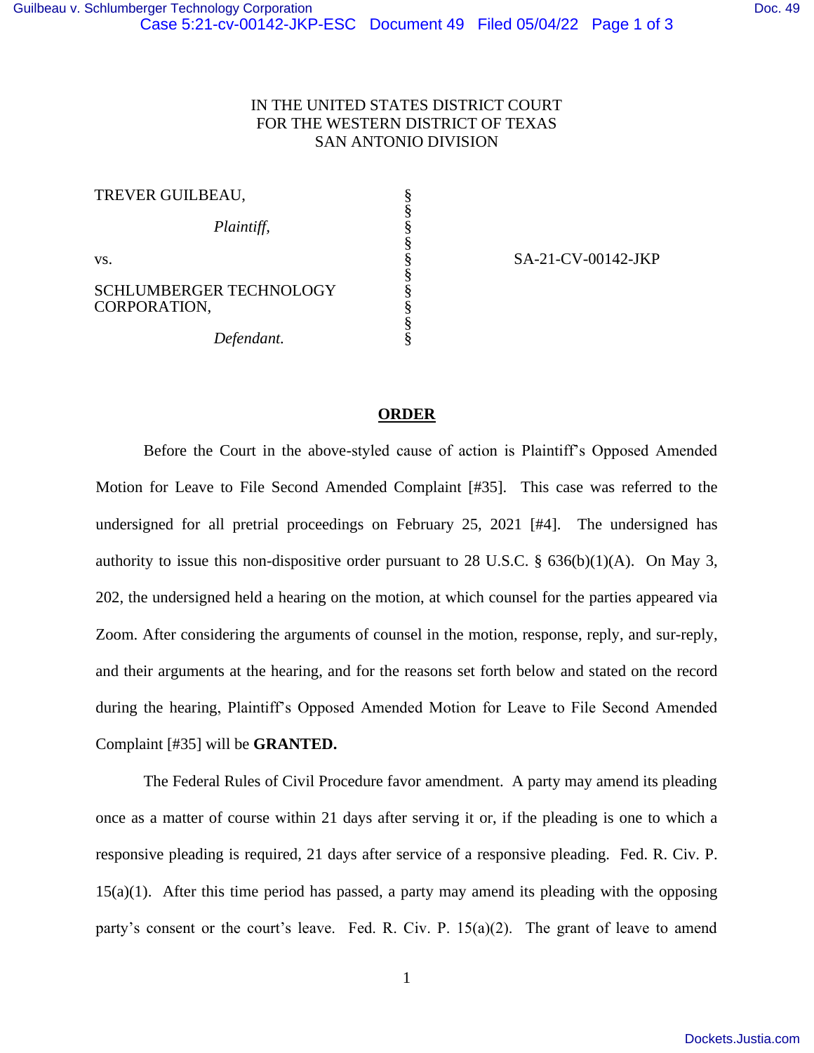IN THE UNITED STATES DISTRICT COURT
FOR THE WESTERN DISTRICT OF TEXAS
SAN ANTONIO DIVISION

TREVER GUILBEAU,

*Plaintiff,*

vs.

SCHLUMBERGER TECHNOLOGY CORPORATION,

*Defendant.*

SA-21-CV-00142-JKP

## ORDER

Before the Court in the above-styled cause of action is Plaintiff's Opposed Amended Motion for Leave to File Second Amended Complaint [#35]. This case was referred to the undersigned for all pretrial proceedings on February 25, 2021 [#4]. The undersigned has authority to issue this non-dispositive order pursuant to 28 U.S.C. § 636(b)(1)(A). On May 3, 202, the undersigned held a hearing on the motion, at which counsel for the parties appeared via Zoom. After considering the arguments of counsel in the motion, response, reply, and sur-reply, and their arguments at the hearing, and for the reasons set forth below and stated on the record during the hearing, Plaintiff's Opposed Amended Motion for Leave to File Second Amended Complaint [#35] will be **GRANTED.**

The Federal Rules of Civil Procedure favor amendment. A party may amend its pleading once as a matter of course within 21 days after serving it or, if the pleading is one to which a responsive pleading is required, 21 days after service of a responsive pleading. Fed. R. Civ. P. 15(a)(1). After this time period has passed, a party may amend its pleading with the opposing party's consent or the court's leave. Fed. R. Civ. P. 15(a)(2). The grant of leave to amend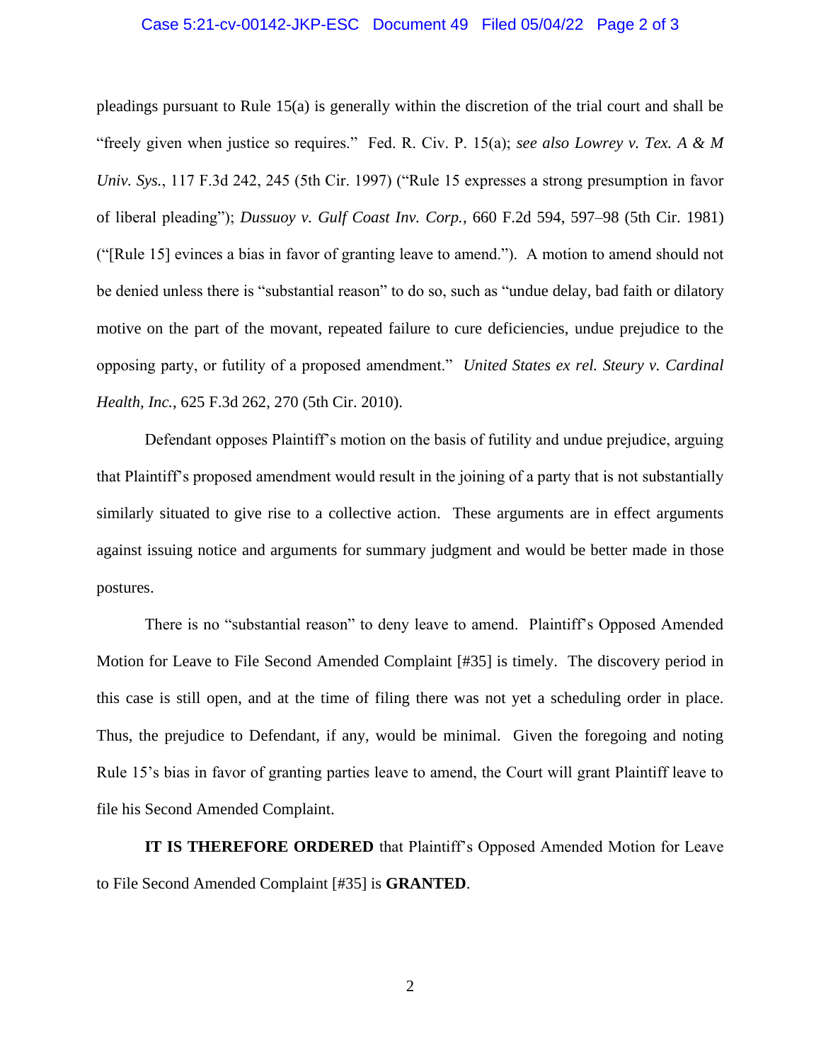pleadings pursuant to Rule 15(a) is generally within the discretion of the trial court and shall be "freely given when justice so requires." Fed. R. Civ. P. 15(a); *see also Lowrey v. Tex. A & M Univ. Sys.*, 117 F.3d 242, 245 (5th Cir. 1997) ("Rule 15 expresses a strong presumption in favor of liberal pleading"); *Dussuoy v. Gulf Coast Inv. Corp.*, 660 F.2d 594, 597–98 (5th Cir. 1981) ("[Rule 15] evinces a bias in favor of granting leave to amend."). A motion to amend should not be denied unless there is "substantial reason" to do so, such as "undue delay, bad faith or dilatory motive on the part of the movant, repeated failure to cure deficiencies, undue prejudice to the opposing party, or futility of a proposed amendment." *United States ex rel. Steury v. Cardinal Health, Inc.*, 625 F.3d 262, 270 (5th Cir. 2010).

Defendant opposes Plaintiff's motion on the basis of futility and undue prejudice, arguing that Plaintiff's proposed amendment would result in the joining of a party that is not substantially similarly situated to give rise to a collective action. These arguments are in effect arguments against issuing notice and arguments for summary judgment and would be better made in those postures.

There is no "substantial reason" to deny leave to amend. Plaintiff's Opposed Amended Motion for Leave to File Second Amended Complaint [#35] is timely. The discovery period in this case is still open, and at the time of filing there was not yet a scheduling order in place. Thus, the prejudice to Defendant, if any, would be minimal. Given the foregoing and noting Rule 15's bias in favor of granting parties leave to amend, the Court will grant Plaintiff leave to file his Second Amended Complaint.

**IT IS THEREFORE ORDERED** that Plaintiff's Opposed Amended Motion for Leave to File Second Amended Complaint [#35] is **GRANTED**.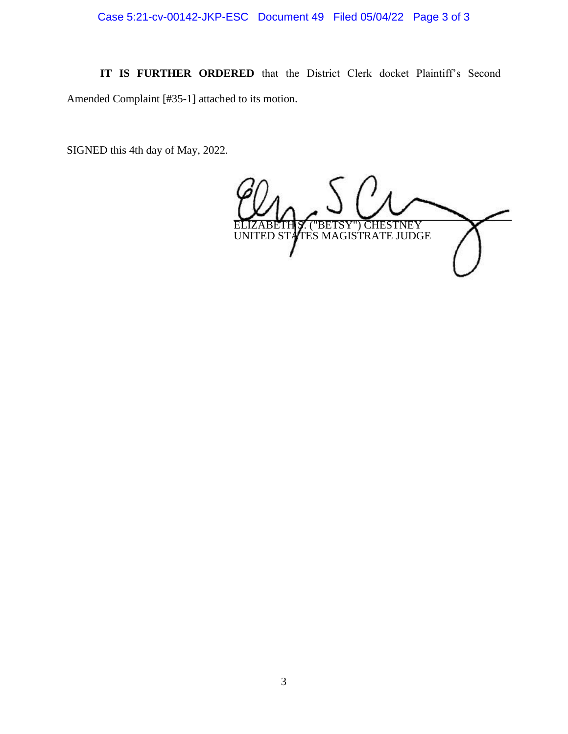**IT IS FURTHER ORDERED** that the District Clerk docket Plaintiff's Second Amended Complaint [#35-1] attached to its motion.

SIGNED this 4th day of May, 2022.

ELIZABETH S. ("BETSY") CHESTNEY
UNITED STATES MAGISTRATE JUDGE